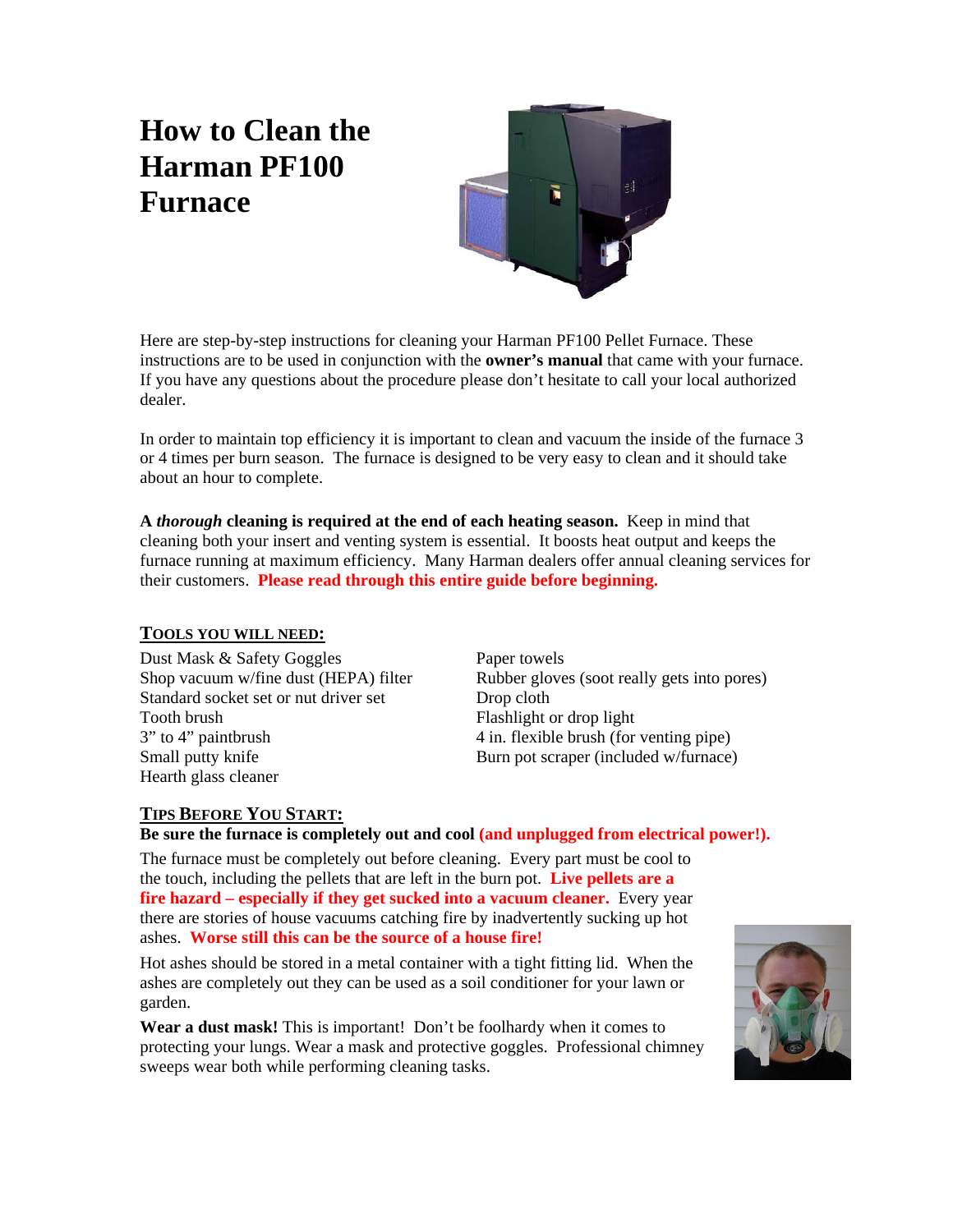# How to Clean the Harman PF100 Furnace

Here are step-by-step instructions for cleaning your Harman PF100 Pellet Furnace. These instructions are to be used in conjunction with the **owner's manual** that came with your furnace. If you have any questions about the procedure please don't hesitate to call your local authorized dealer.

In order to maintain top efficiency it is important to clean and vacuum the inside of the furnace 3 or 4 times per burn season. The furnace is designed to be very easy to clean and it should take about an hour to complete.

**A *thorough* cleaning is required at the end of each heating season.** Keep in mind that cleaning both your insert and venting system is essential. It boosts heat output and keeps the furnace running at maximum efficiency. Many Harman dealers offer annual cleaning services for their customers. **Please read through this entire guide before beginning.**

## TOOLS YOU WILL NEED:

- Dust Mask & Safety Goggles
- Shop vacuum w/fine dust (HEPA) filter
- Standard socket set or nut driver set
- Tooth brush
- 3" to 4" paintbrush
- Small putty knife
- Hearth glass cleaner
- Paper towels
- Rubber gloves (soot really gets into pores)
- Drop cloth
- Flashlight or drop light
- 4 in. flexible brush (for venting pipe)
- Burn pot scraper (included w/furnace)

## TIPS BEFORE YOU START:

**Be sure the furnace is completely out and cool (and unplugged from electrical power!).**

The furnace must be completely out before cleaning. Every part must be cool to the touch, including the pellets that are left in the burn pot. **Live pellets are a fire hazard – especially if they get sucked into a vacuum cleaner.** Every year there are stories of house vacuums catching fire by inadvertently sucking up hot ashes. **Worse still this can be the source of a house fire!**

Hot ashes should be stored in a metal container with a tight fitting lid. When the ashes are completely out they can be used as a soil conditioner for your lawn or garden.

**Wear a dust mask!** This is important! Don't be foolhardy when it comes to protecting your lungs. Wear a mask and protective goggles. Professional chimney sweeps wear both while performing cleaning tasks.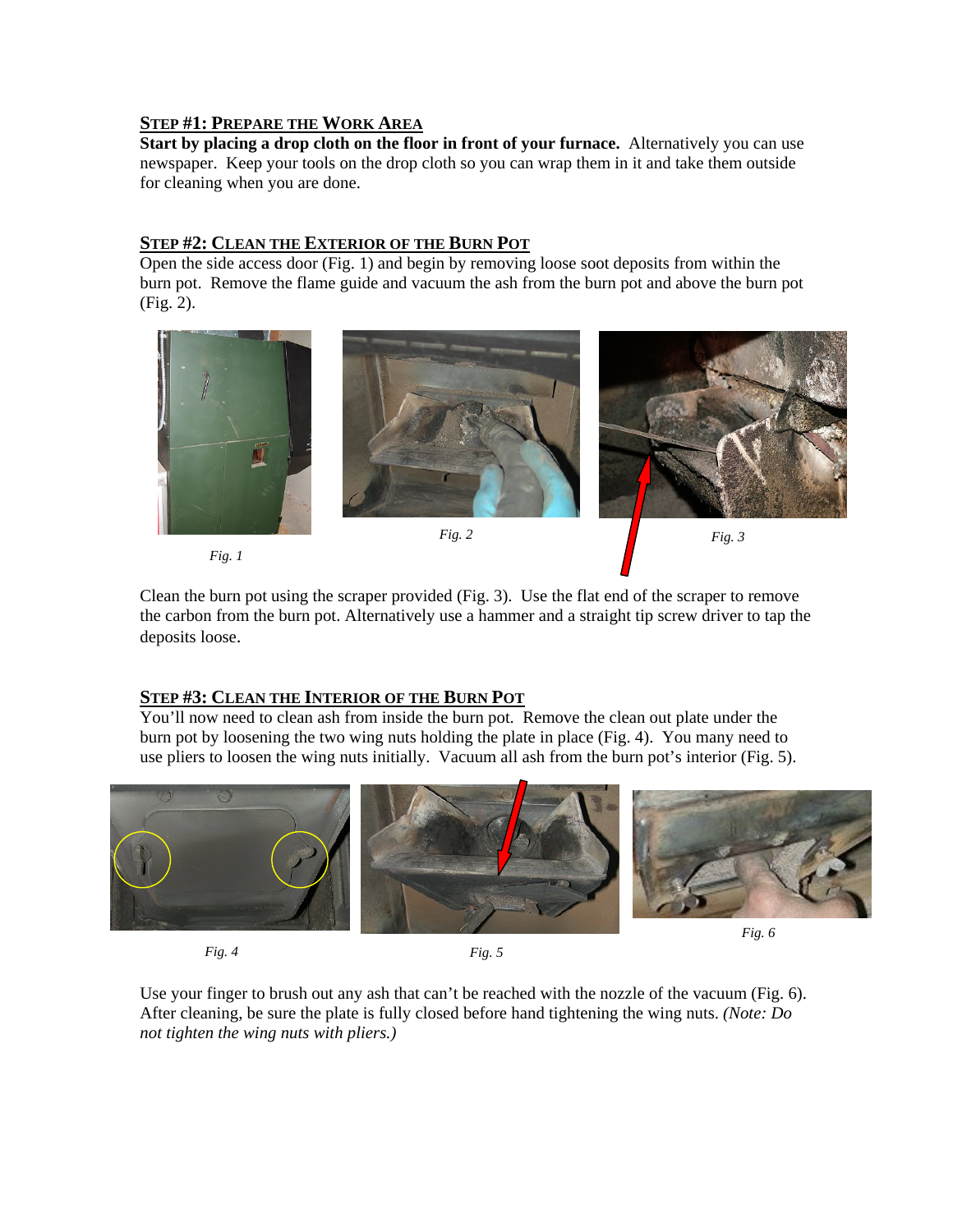## STEP #1: PREPARE THE WORK AREA

**Start by placing a drop cloth on the floor in front of your furnace.** Alternatively you can use newspaper. Keep your tools on the drop cloth so you can wrap them in it and take them outside for cleaning when you are done.

## STEP #2: CLEAN THE EXTERIOR OF THE BURN POT

Open the side access door (Fig. 1) and begin by removing loose soot deposits from within the burn pot. Remove the flame guide and vacuum the ash from the burn pot and above the burn pot (Fig. 2).

*Fig. 1*

*Fig. 2*

*Fig. 3*

Clean the burn pot using the scraper provided (Fig. 3). Use the flat end of the scraper to remove the carbon from the burn pot. Alternatively use a hammer and a straight tip screw driver to tap the deposits loose.

## STEP #3: CLEAN THE INTERIOR OF THE BURN POT

You'll now need to clean ash from inside the burn pot. Remove the clean out plate under the burn pot by loosening the two wing nuts holding the plate in place (Fig. 4). You many need to use pliers to loosen the wing nuts initially. Vacuum all ash from the burn pot's interior (Fig. 5).

*Fig. 4*

*Fig. 5*

*Fig. 6*

Use your finger to brush out any ash that can't be reached with the nozzle of the vacuum (Fig. 6). After cleaning, be sure the plate is fully closed before hand tightening the wing nuts. *(Note: Do not tighten the wing nuts with pliers.)*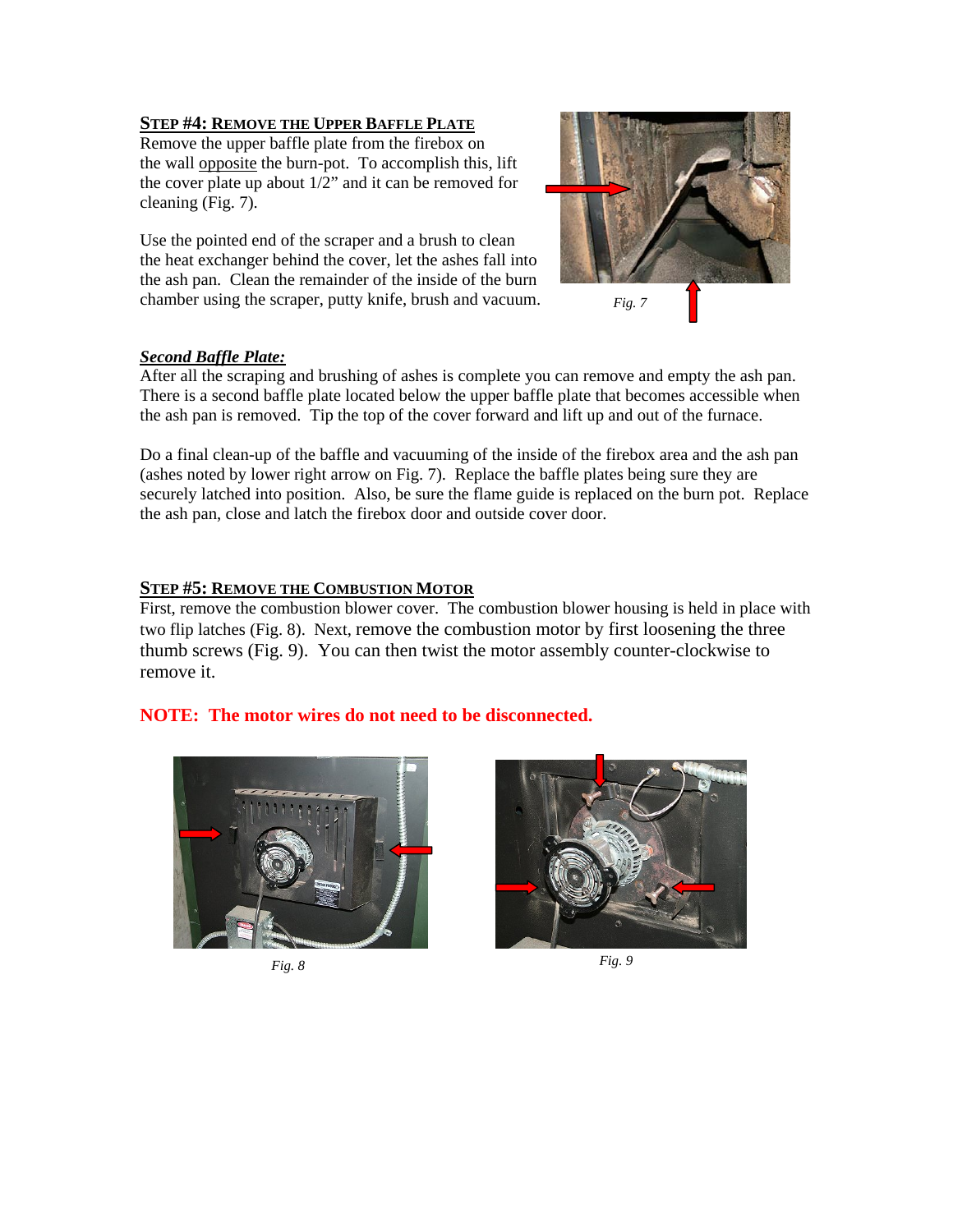### STEP #4: REMOVE THE UPPER BAFFLE PLATE

Remove the upper baffle plate from the firebox on the wall opposite the burn-pot. To accomplish this, lift the cover plate up about 1/2" and it can be removed for cleaning (Fig. 7).

Use the pointed end of the scraper and a brush to clean the heat exchanger behind the cover, let the ashes fall into the ash pan. Clean the remainder of the inside of the burn chamber using the scraper, putty knife, brush and vacuum.

*Fig. 7*

***Second Baffle Plate:***

After all the scraping and brushing of ashes is complete you can remove and empty the ash pan. There is a second baffle plate located below the upper baffle plate that becomes accessible when the ash pan is removed. Tip the top of the cover forward and lift up and out of the furnace.

Do a final clean-up of the baffle and vacuuming of the inside of the firebox area and the ash pan (ashes noted by lower right arrow on Fig. 7). Replace the baffle plates being sure they are securely latched into position. Also, be sure the flame guide is replaced on the burn pot. Replace the ash pan, close and latch the firebox door and outside cover door.

### STEP #5: REMOVE THE COMBUSTION MOTOR

First, remove the combustion blower cover. The combustion blower housing is held in place with two flip latches (Fig. 8). Next, remove the combustion motor by first loosening the three thumb screws (Fig. 9). You can then twist the motor assembly counter-clockwise to remove it.

**NOTE: The motor wires do not need to be disconnected.**

*Fig. 8*

*Fig. 9*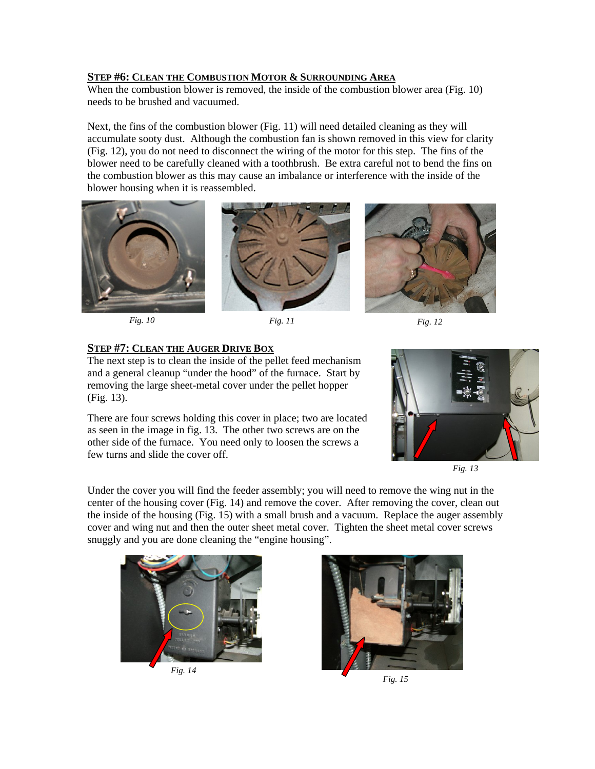## Step #6: Clean the Combustion Motor & Surrounding Area

When the combustion blower is removed, the inside of the combustion blower area (Fig. 10) needs to be brushed and vacuumed.

Next, the fins of the combustion blower (Fig. 11) will need detailed cleaning as they will accumulate sooty dust. Although the combustion fan is shown removed in this view for clarity (Fig. 12), you do not need to disconnect the wiring of the motor for this step. The fins of the blower need to be carefully cleaned with a toothbrush. Be extra careful not to bend the fins on the combustion blower as this may cause an imbalance or interference with the inside of the blower housing when it is reassembled.

*Fig. 10*

*Fig. 11*

*Fig. 12*

## Step #7: Clean the Auger Drive Box

The next step is to clean the inside of the pellet feed mechanism and a general cleanup "under the hood" of the furnace. Start by removing the large sheet-metal cover under the pellet hopper (Fig. 13).

There are four screws holding this cover in place; two are located as seen in the image in fig. 13. The other two screws are on the other side of the furnace. You need only to loosen the screws a few turns and slide the cover off.

*Fig. 13*

Under the cover you will find the feeder assembly; you will need to remove the wing nut in the center of the housing cover (Fig. 14) and remove the cover. After removing the cover, clean out the inside of the housing (Fig. 15) with a small brush and a vacuum. Replace the auger assembly cover and wing nut and then the outer sheet metal cover. Tighten the sheet metal cover screws snuggly and you are done cleaning the "engine housing".

*Fig. 14*

*Fig. 15*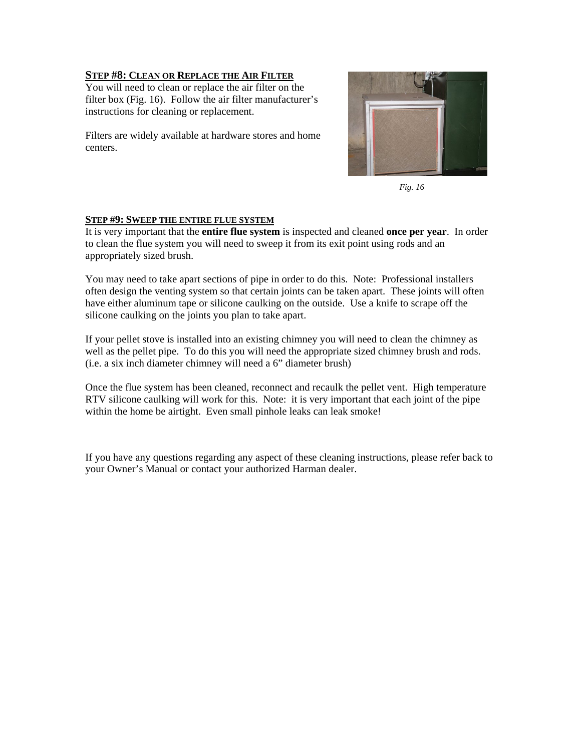## STEP #8: CLEAN OR REPLACE THE AIR FILTER

You will need to clean or replace the air filter on the filter box (Fig. 16). Follow the air filter manufacturer's instructions for cleaning or replacement.

Filters are widely available at hardware stores and home centers.

*Fig. 16*

## STEP #9: SWEEP THE ENTIRE FLUE SYSTEM

It is very important that the **entire flue system** is inspected and cleaned **once per year**. In order to clean the flue system you will need to sweep it from its exit point using rods and an appropriately sized brush.

You may need to take apart sections of pipe in order to do this. Note: Professional installers often design the venting system so that certain joints can be taken apart. These joints will often have either aluminum tape or silicone caulking on the outside. Use a knife to scrape off the silicone caulking on the joints you plan to take apart.

If your pellet stove is installed into an existing chimney you will need to clean the chimney as well as the pellet pipe. To do this you will need the appropriate sized chimney brush and rods. (i.e. a six inch diameter chimney will need a 6" diameter brush)

Once the flue system has been cleaned, reconnect and recaulk the pellet vent. High temperature RTV silicone caulking will work for this. Note: it is very important that each joint of the pipe within the home be airtight. Even small pinhole leaks can leak smoke!

If you have any questions regarding any aspect of these cleaning instructions, please refer back to your Owner's Manual or contact your authorized Harman dealer.